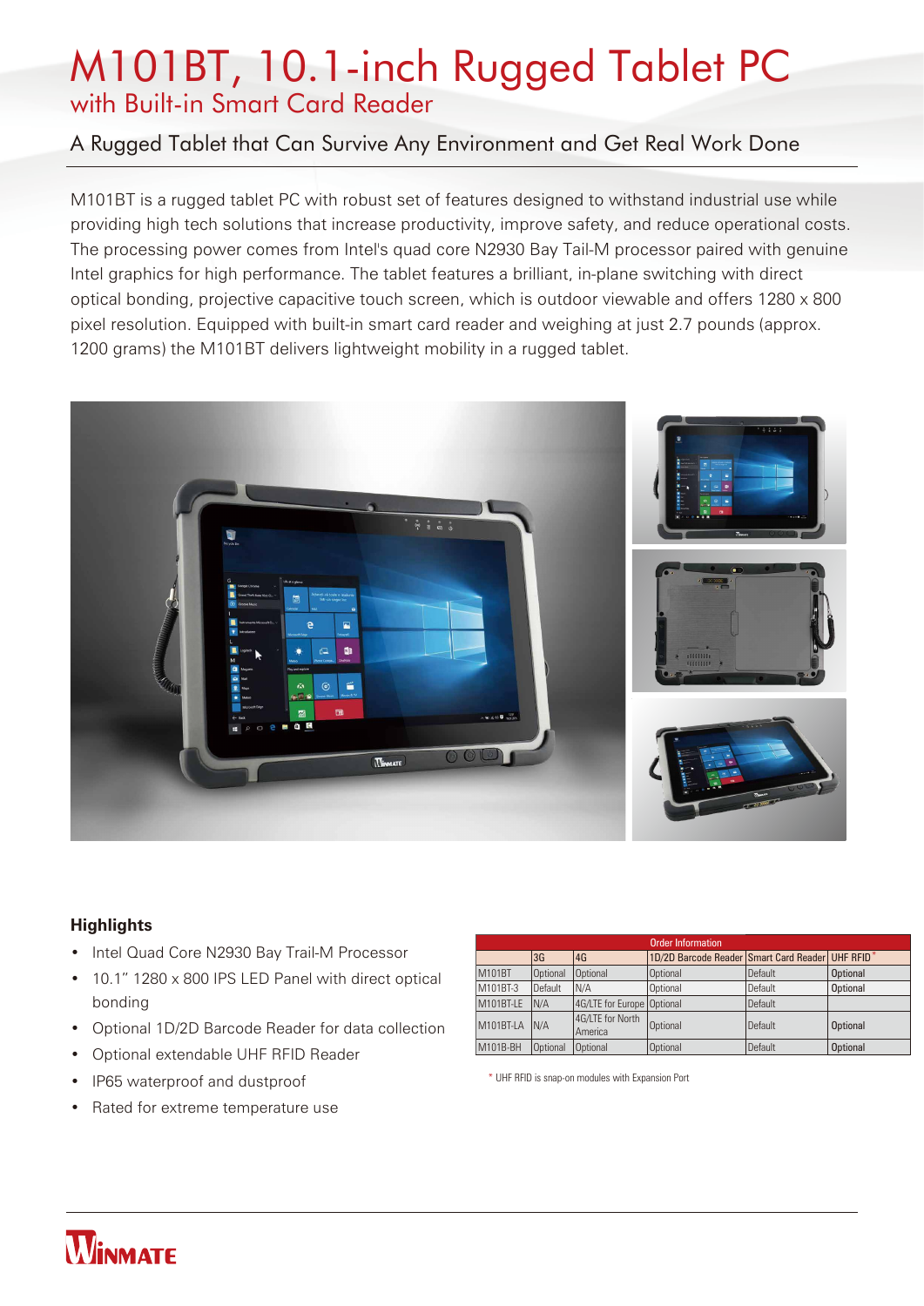# M101BT, 10.1-inch Rugged Tablet PC

## with Built-in Smart Card Reader

### A Rugged Tablet that Can Survive Any Environment and Get Real Work Done

M101BT is a rugged tablet PC with robust set of features designed to withstand industrial use while providing high tech solutions that increase productivity, improve safety, and reduce operational costs. The processing power comes from Intel's quad core N2930 Bay Tail-M processor paired with genuine Intel graphics for high performance. The tablet features a brilliant, in-plane switching with direct optical bonding, projective capacitive touch screen, which is outdoor viewable and offers 1280 x 800 pixel resolution. Equipped with built-in smart card reader and weighing at just 2.7 pounds (approx. 1200 grams) the M101BT delivers lightweight mobility in a rugged tablet.

### Highlights

- Intel Quad Core N2930 Bay Trail-M Processor
- 10.1" 1280 x 800 IPS LED Panel with direct optical bonding
- Optional 1D/2D Barcode Reader for data collection
- Optional extendable UHF RFID Reader
- IP65 waterproof and dustproof
- Rated for extreme temperature use

| Order Information | | | | | |
|---|---|---|---|---|---|
| | 3G | 4G | 1D/2D Barcode Reader | Smart Card Reader | UHF RFID * |
| M101BT | Optional | Optional | Optional | Default | Optional |
| M101BT-3 | Default | N/A | Optional | Default | Optional |
| M101BT-LE | N/A | 4G/LTE for Europe | Optional | Default | |
| M101BT-LA | N/A | 4G/LTE for North America | Optional | Default | Optional |
| M101B-BH | Optional | Optional | Optional | Default | Optional |

\* UHF RFID is snap-on modules with Expansion Port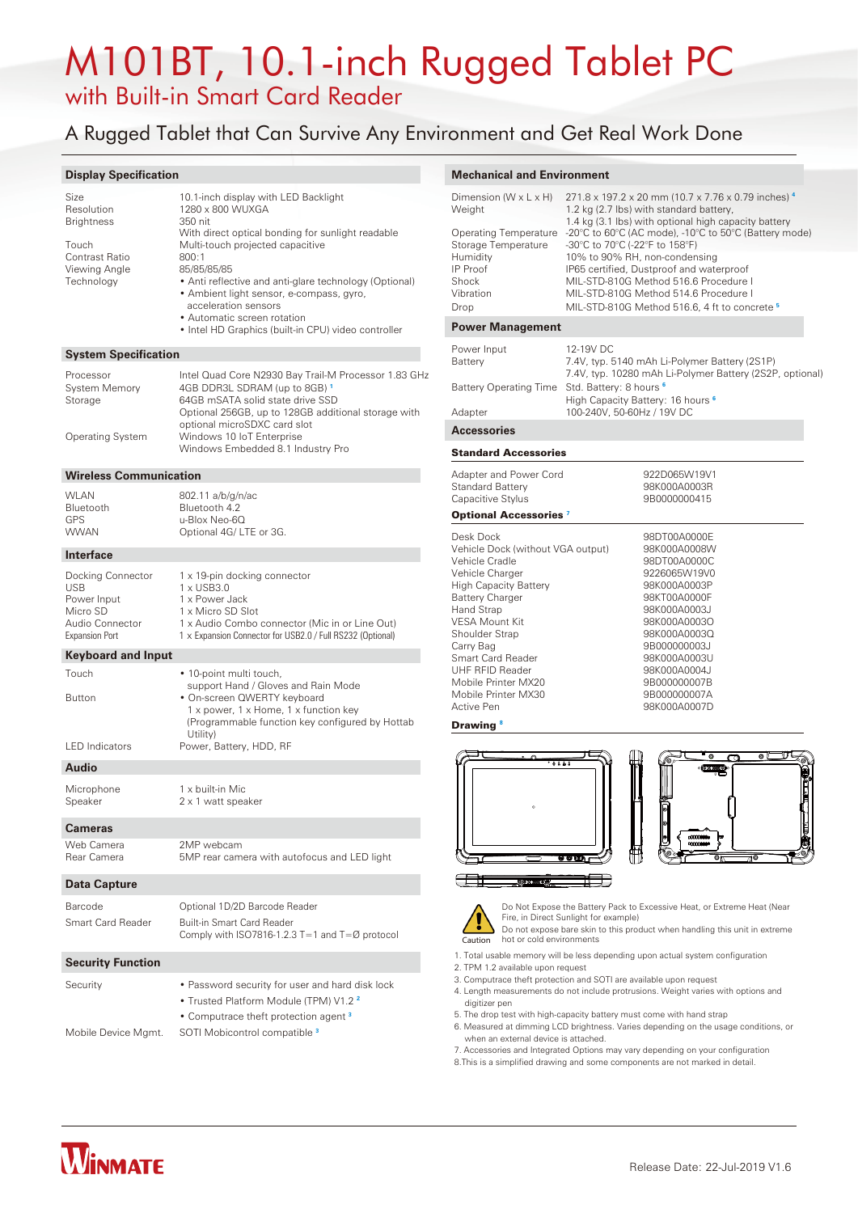# M101BT, 10.1-inch Rugged Tablet PC

## with Built-in Smart Card Reader

### A Rugged Tablet that Can Survive Any Environment and Get Real Work Done

#### Display Specification

| | |
|---|---|
| Size | 10.1-inch display with LED Backlight |
| Resolution | 1280 x 800 WUXGA |
| Brightness | 350 nit<br>With direct optical bonding for sunlight readable |
| Touch | Multi-touch projected capacitive |
| Contrast Ratio | 800:1 |
| Viewing Angle | 85/85/85/85 |
| Technology | • Anti reflective and anti-glare technology (Optional)<br>• Ambient light sensor, e-compass, gyro, acceleration sensors<br>• Automatic screen rotation<br>• Intel HD Graphics (built-in CPU) video controller |

#### System Specification

| | |
|---|---|
| Processor | Intel Quad Core N2930 Bay Trail-M Processor 1.83 GHz |
| System Memory | 4GB DDR3L SDRAM (up to 8GB) [1] |
| Storage | 64GB mSATA solid state drive SSD<br>Optional 256GB, up to 128GB additional storage with optional microSDXC card slot |
| Operating System | Windows 10 IoT Enterprise<br>Windows Embedded 8.1 Industry Pro |

#### Wireless Communication

| | |
|---|---|
| WLAN | 802.11 a/b/g/n/ac |
| Bluetooth | Bluetooth 4.2 |
| GPS | u-Blox Neo-6Q |
| WWAN | Optional 4G/ LTE or 3G. |

#### Interface

| | |
|---|---|
| Docking Connector | 1 x 19-pin docking connector |
| USB | 1 x USB3.0 |
| Power Input | 1 x Power Jack |
| Micro SD | 1 x Micro SD Slot |
| Audio Connector | 1 x Audio Combo connector (Mic in or Line Out) |
| Expansion Port | 1 x Expansion Connector for USB2.0 / Full RS232 (Optional) |

#### Keyboard and Input

| | |
|---|---|
| Touch | • 10-point multi touch, support Hand / Gloves and Rain Mode |
| Button | • On-screen QWERTY keyboard<br>1 x power, 1 x Home, 1 x function key<br>(Programmable function key configured by Hottab Utility) |
| LED Indicators | Power, Battery, HDD, RF |

#### Audio

| | |
|---|---|
| Microphone | 1 x built-in Mic |
| Speaker | 2 x 1 watt speaker |

#### Cameras

| | |
|---|---|
| Web Camera | 2MP webcam |
| Rear Camera | 5MP rear camera with autofocus and LED light |

#### Data Capture

| | |
|---|---|
| Barcode | Optional 1D/2D Barcode Reader |
| Smart Card Reader | Built-in Smart Card Reader<br>Comply with ISO7816-1.2.3 T=1 and T=Ø protocol |

#### Security Function

| | |
|---|---|
| Security | • Password security for user and hard disk lock<br>• Trusted Platform Module (TPM) V1.2 [2]<br>• Computrace theft protection agent [3] |
| Mobile Device Mgmt. | SOTI Mobicontrol compatible [3] |

#### Mechanical and Environment

| | |
|---|---|
| Dimension (W x L x H) | 271.8 x 197.2 x 20 mm (10.7 x 7.76 x 0.79 inches) [4] |
| Weight | 1.2 kg (2.7 lbs) with standard battery,<br>1.4 kg (3.1 lbs) with optional high capacity battery |
| Operating Temperature | -20°C to 60°C (AC mode), -10°C to 50°C (Battery mode) |
| Storage Temperature | -30°C to 70°C (-22°F to 158°F) |
| Humidity | 10% to 90% RH, non-condensing |
| IP Proof | IP65 certified, Dustproof and waterproof |
| Shock | MIL-STD-810G Method 516.6 Procedure I |
| Vibration | MIL-STD-810G Method 514.6 Procedure I |
| Drop | MIL-STD-810G Method 516.6, 4 ft to concrete [5] |

#### Power Management

| | |
|---|---|
| Power Input | 12-19V DC |
| Battery | 7.4V, typ. 5140 mAh Li-Polymer Battery (2S1P)<br>7.4V, typ. 10280 mAh Li-Polymer Battery (2S2P, optional) |
| Battery Operating Time | Std. Battery: 8 hours [6]<br>High Capacity Battery: 16 hours [6] |
| Adapter | 100-240V, 50-60Hz / 19V DC |

#### Accessories

**Standard Accessories**

| | |
|---|---|
| Adapter and Power Cord | 922D065W19V1 |
| Standard Battery | 98K000A0003R |
| Capacitive Stylus | 9B0000000415 |

**Optional Accessories** [7]

| | |
|---|---|
| Desk Dock | 98DT00A0000E |
| Vehicle Dock (without VGA output) | 98K000A0008W |
| Vehicle Cradle | 98DT00A0000C |
| Vehicle Charger | 9226065W19V0 |
| High Capacity Battery | 98K000A0003P |
| Battery Charger | 98KT00A0000F |
| Hand Strap | 98K000A0003J |
| VESA Mount Kit | 98K000A0003O |
| Shoulder Strap | 98K000A0003Q |
| Carry Bag | 9B000000003J |
| Smart Card Reader | 98K000A0003U |
| UHF RFID Reader | 98K000A0004J |
| Mobile Printer MX20 | 9B000000007B |
| Mobile Printer MX30 | 9B000000007A |
| Active Pen | 98K000A0007D |

**Drawing** [8]

Caution

Do Not Expose the Battery Pack to Excessive Heat, or Extreme Heat (Near Fire, in Direct Sunlight for example)

Do not expose bare skin to this product when handling this unit in extreme hot or cold environments

1. Total usable memory will be less depending upon actual system configuration
2. TPM 1.2 available upon request
3. Computrace theft protection and SOTI are available upon request
4. Length measurements do not include protrusions. Weight varies with options and digitizer pen
5. The drop test with high-capacity battery must come with hand strap
6. Measured at dimming LCD brightness. Varies depending on the usage conditions, or when an external device is attached.
7. Accessories and Integrated Options may vary depending on your configuration
8. This is a simplified drawing and some components are not marked in detail.

Release Date: 22-Jul-2019 V1.6